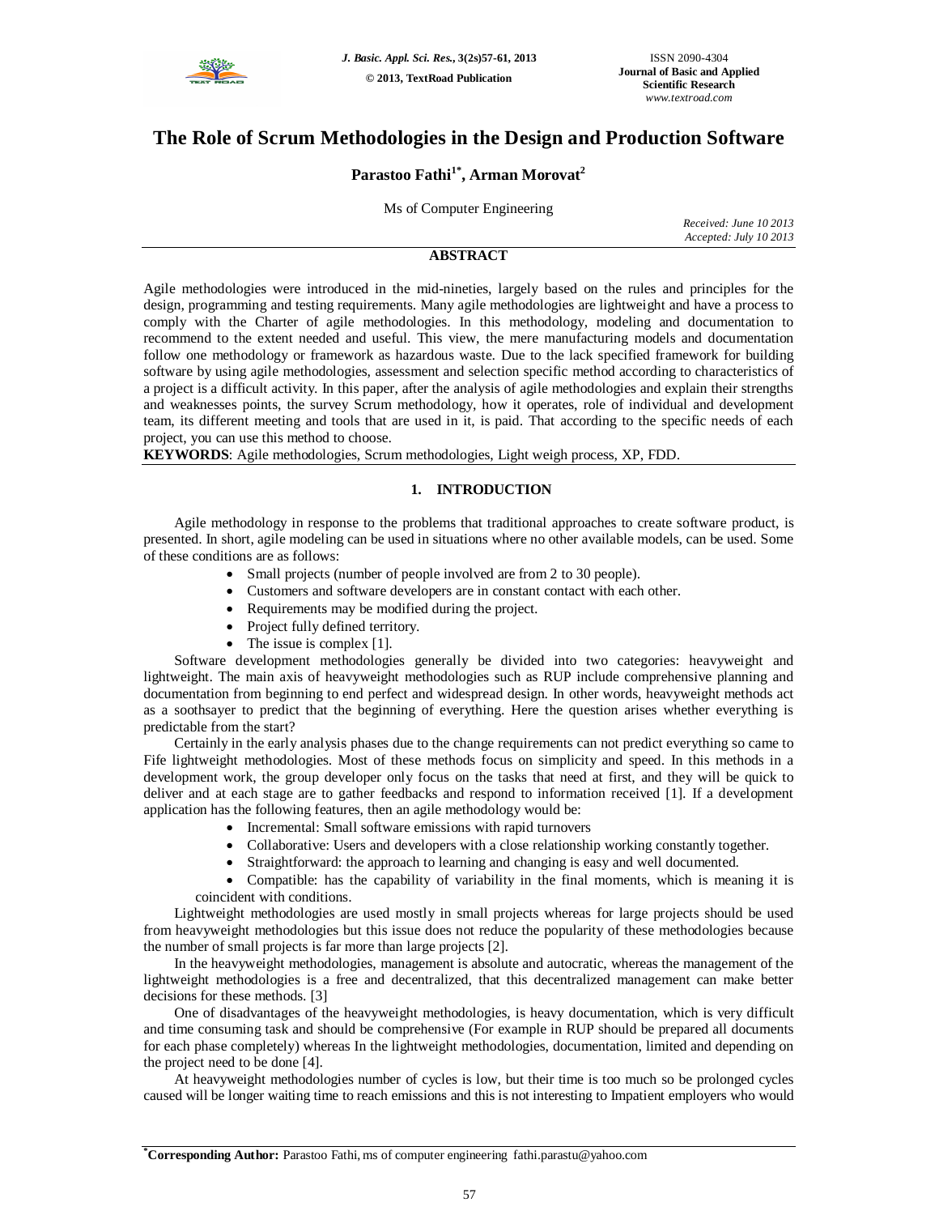# The Role of Scrum Methodologies in the Design and Production Software

**Parastoo Fathi[1*], Arman Morovat[2]**

Ms of Computer Engineering

*Received: June 10 2013*
*Accepted: July 10 2013*

## ABSTRACT

Agile methodologies were introduced in the mid-nineties, largely based on the rules and principles for the design, programming and testing requirements. Many agile methodologies are lightweight and have a process to comply with the Charter of agile methodologies. In this methodology, modeling and documentation to recommend to the extent needed and useful. This view, the mere manufacturing models and documentation follow one methodology or framework as hazardous waste. Due to the lack specified framework for building software by using agile methodologies, assessment and selection specific method according to characteristics of a project is a difficult activity. In this paper, after the analysis of agile methodologies and explain their strengths and weaknesses points, the survey Scrum methodology, how it operates, role of individual and development team, its different meeting and tools that are used in it, is paid. That according to the specific needs of each project, you can use this method to choose.

**KEYWORDS**: Agile methodologies, Scrum methodologies, Light weigh process, XP, FDD.

## 1. INTRODUCTION

Agile methodology in response to the problems that traditional approaches to create software product, is presented. In short, agile modeling can be used in situations where no other available models, can be used. Some of these conditions are as follows:

- Small projects (number of people involved are from 2 to 30 people).
- Customers and software developers are in constant contact with each other.
- Requirements may be modified during the project.
- Project fully defined territory.
- The issue is complex [1].

Software development methodologies generally be divided into two categories: heavyweight and lightweight. The main axis of heavyweight methodologies such as RUP include comprehensive planning and documentation from beginning to end perfect and widespread design. In other words, heavyweight methods act as a soothsayer to predict that the beginning of everything. Here the question arises whether everything is predictable from the start?

Certainly in the early analysis phases due to the change requirements can not predict everything so came to Fife lightweight methodologies. Most of these methods focus on simplicity and speed. In this methods in a development work, the group developer only focus on the tasks that need at first, and they will be quick to deliver and at each stage are to gather feedbacks and respond to information received [1]. If a development application has the following features, then an agile methodology would be:

- Incremental: Small software emissions with rapid turnovers
- Collaborative: Users and developers with a close relationship working constantly together.
- Straightforward: the approach to learning and changing is easy and well documented.
- Compatible: has the capability of variability in the final moments, which is meaning it is coincident with conditions.

Lightweight methodologies are used mostly in small projects whereas for large projects should be used from heavyweight methodologies but this issue does not reduce the popularity of these methodologies because the number of small projects is far more than large projects [2].

In the heavyweight methodologies, management is absolute and autocratic, whereas the management of the lightweight methodologies is a free and decentralized, that this decentralized management can make better decisions for these methods. [3]

One of disadvantages of the heavyweight methodologies, is heavy documentation, which is very difficult and time consuming task and should be comprehensive (For example in RUP should be prepared all documents for each phase completely) whereas In the lightweight methodologies, documentation, limited and depending on the project need to be done [4].

At heavyweight methodologies number of cycles is low, but their time is too much so be prolonged cycles caused will be longer waiting time to reach emissions and this is not interesting to Impatient employers who would

[*]**Corresponding Author:** Parastoo Fathi, ms of computer engineering fathi.parastu@yahoo.com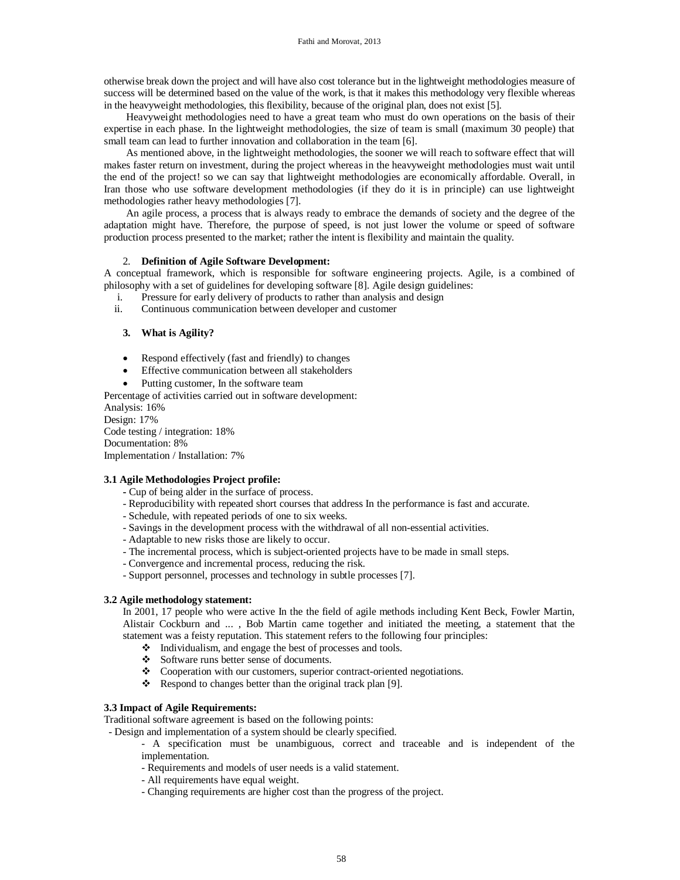otherwise break down the project and will have also cost tolerance but in the lightweight methodologies measure of success will be determined based on the value of the work, is that it makes this methodology very flexible whereas in the heavyweight methodologies, this flexibility, because of the original plan, does not exist [5].

Heavyweight methodologies need to have a great team who must do own operations on the basis of their expertise in each phase. In the lightweight methodologies, the size of team is small (maximum 30 people) that small team can lead to further innovation and collaboration in the team [6].

As mentioned above, in the lightweight methodologies, the sooner we will reach to software effect that will makes faster return on investment, during the project whereas in the heavyweight methodologies must wait until the end of the project! so we can say that lightweight methodologies are economically affordable. Overall, in Iran those who use software development methodologies (if they do it is in principle) can use lightweight methodologies rather heavy methodologies [7].

An agile process, a process that is always ready to embrace the demands of society and the degree of the adaptation might have. Therefore, the purpose of speed, is not just lower the volume or speed of software production process presented to the market; rather the intent is flexibility and maintain the quality.

## 2. Definition of Agile Software Development:

A conceptual framework, which is responsible for software engineering projects. Agile, is a combined of philosophy with a set of guidelines for developing software [8]. Agile design guidelines:

i. Pressure for early delivery of products to rather than analysis and design
ii. Continuous communication between developer and customer

## 3. What is Agility?

- Respond effectively (fast and friendly) to changes
- Effective communication between all stakeholders
- Putting customer, In the software team

Percentage of activities carried out in software development:
Analysis: 16%
Design: 17%
Code testing / integration: 18%
Documentation: 8%
Implementation / Installation: 7%

### 3.1 Agile Methodologies Project profile:

- Cup of being alder in the surface of process.
- Reproducibility with repeated short courses that address In the performance is fast and accurate.
- Schedule, with repeated periods of one to six weeks.
- Savings in the development process with the withdrawal of all non-essential activities.
- Adaptable to new risks those are likely to occur.
- The incremental process, which is subject-oriented projects have to be made in small steps.
- Convergence and incremental process, reducing the risk.
- Support personnel, processes and technology in subtle processes [7].

### 3.2 Agile methodology statement:

In 2001, 17 people who were active In the the field of agile methods including Kent Beck, Fowler Martin, Alistair Cockburn and ... , Bob Martin came together and initiated the meeting, a statement that the statement was a feisty reputation. This statement refers to the following four principles:

- Individualism, and engage the best of processes and tools.
- Software runs better sense of documents.
- Cooperation with our customers, superior contract-oriented negotiations.
- Respond to changes better than the original track plan [9].

### 3.3 Impact of Agile Requirements:

Traditional software agreement is based on the following points:

- Design and implementation of a system should be clearly specified.
  - A specification must be unambiguous, correct and traceable and is independent of the implementation.
  - Requirements and models of user needs is a valid statement.
  - All requirements have equal weight.
  - Changing requirements are higher cost than the progress of the project.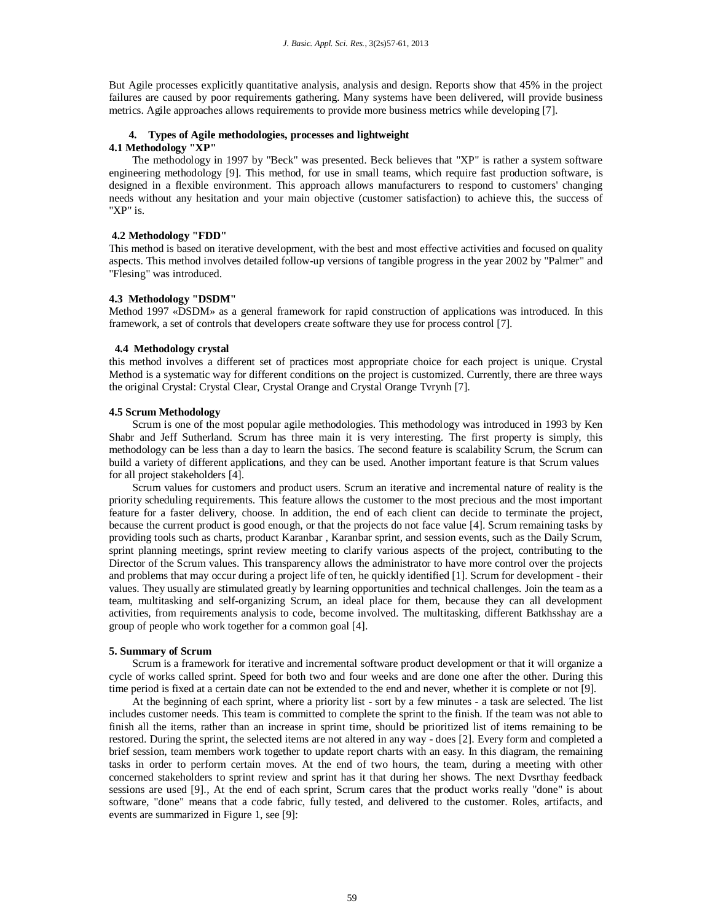But Agile processes explicitly quantitative analysis, analysis and design. Reports show that 45% in the project failures are caused by poor requirements gathering. Many systems have been delivered, will provide business metrics. Agile approaches allows requirements to provide more business metrics while developing [7].

## 4. Types of Agile methodologies, processes and lightweight

### 4.1 Methodology "XP"

The methodology in 1997 by "Beck" was presented. Beck believes that "XP" is rather a system software engineering methodology [9]. This method, for use in small teams, which require fast production software, is designed in a flexible environment. This approach allows manufacturers to respond to customers' changing needs without any hesitation and your main objective (customer satisfaction) to achieve this, the success of "XP" is.

### 4.2 Methodology "FDD"

This method is based on iterative development, with the best and most effective activities and focused on quality aspects. This method involves detailed follow-up versions of tangible progress in the year 2002 by "Palmer" and "Flesing" was introduced.

### 4.3 Methodology "DSDM"

Method 1997 «DSDM» as a general framework for rapid construction of applications was introduced. In this framework, a set of controls that developers create software they use for process control [7].

### 4.4 Methodology crystal

this method involves a different set of practices most appropriate choice for each project is unique. Crystal Method is a systematic way for different conditions on the project is customized. Currently, there are three ways the original Crystal: Crystal Clear, Crystal Orange and Crystal Orange Tvrynh [7].

### 4.5 Scrum Methodology

Scrum is one of the most popular agile methodologies. This methodology was introduced in 1993 by Ken Shabr and Jeff Sutherland. Scrum has three main it is very interesting. The first property is simply, this methodology can be less than a day to learn the basics. The second feature is scalability Scrum, the Scrum can build a variety of different applications, and they can be used. Another important feature is that Scrum values for all project stakeholders [4].

Scrum values for customers and product users. Scrum an iterative and incremental nature of reality is the priority scheduling requirements. This feature allows the customer to the most precious and the most important feature for a faster delivery, choose. In addition, the end of each client can decide to terminate the project, because the current product is good enough, or that the projects do not face value [4]. Scrum remaining tasks by providing tools such as charts, product Karanbar , Karanbar sprint, and session events, such as the Daily Scrum, sprint planning meetings, sprint review meeting to clarify various aspects of the project, contributing to the Director of the Scrum values. This transparency allows the administrator to have more control over the projects and problems that may occur during a project life of ten, he quickly identified [1]. Scrum for development - their values. They usually are stimulated greatly by learning opportunities and technical challenges. Join the team as a team, multitasking and self-organizing Scrum, an ideal place for them, because they can all development activities, from requirements analysis to code, become involved. The multitasking, different Batkhsshay are a group of people who work together for a common goal [4].

## 5. Summary of Scrum

Scrum is a framework for iterative and incremental software product development or that it will organize a cycle of works called sprint. Speed for both two and four weeks and are done one after the other. During this time period is fixed at a certain date can not be extended to the end and never, whether it is complete or not [9].

At the beginning of each sprint, where a priority list - sort by a few minutes - a task are selected. The list includes customer needs. This team is committed to complete the sprint to the finish. If the team was not able to finish all the items, rather than an increase in sprint time, should be prioritized list of items remaining to be restored. During the sprint, the selected items are not altered in any way - does [2]. Every form and completed a brief session, team members work together to update report charts with an easy. In this diagram, the remaining tasks in order to perform certain moves. At the end of two hours, the team, during a meeting with other concerned stakeholders to sprint review and sprint has it that during her shows. The next Dvsrthay feedback sessions are used [9]., At the end of each sprint, Scrum cares that the product works really "done" is about software, "done" means that a code fabric, fully tested, and delivered to the customer. Roles, artifacts, and events are summarized in Figure 1, see [9]: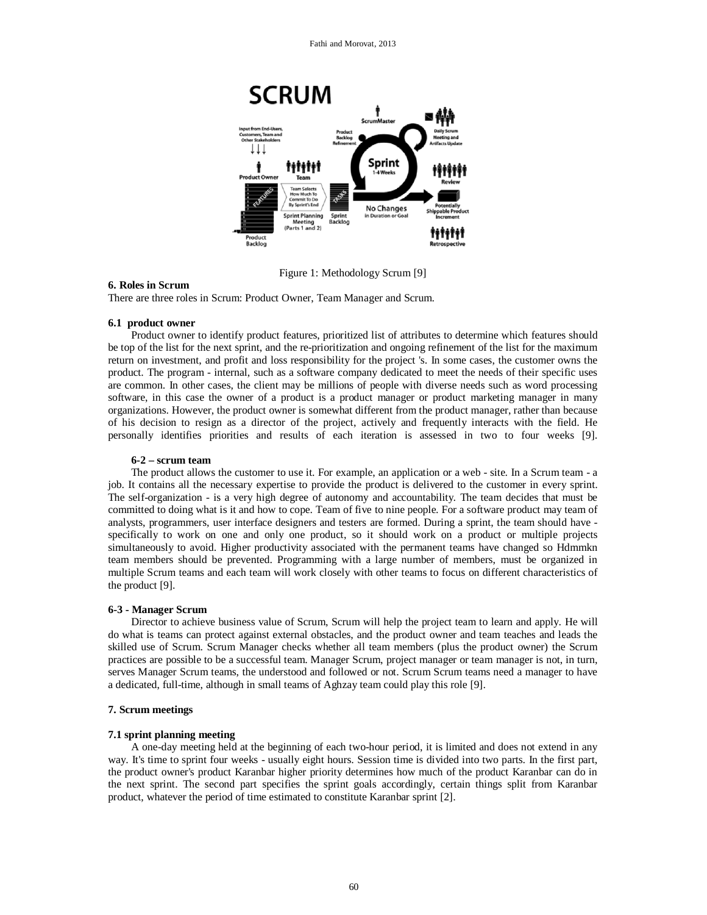Figure 1: Methodology Scrum [9]

### 6. Roles in Scrum

There are three roles in Scrum: Product Owner, Team Manager and Scrum.

#### 6.1 product owner

Product owner to identify product features, prioritized list of attributes to determine which features should be top of the list for the next sprint, and the re-prioritization and ongoing refinement of the list for the maximum return on investment, and profit and loss responsibility for the project 's. In some cases, the customer owns the product. The program - internal, such as a software company dedicated to meet the needs of their specific uses are common. In other cases, the client may be millions of people with diverse needs such as word processing software, in this case the owner of a product is a product manager or product marketing manager in many organizations. However, the product owner is somewhat different from the product manager, rather than because of his decision to resign as a director of the project, actively and frequently interacts with the field. He personally identifies priorities and results of each iteration is assessed in two to four weeks [9].

#### 6-2 – scrum team

The product allows the customer to use it. For example, an application or a web - site. In a Scrum team - a job. It contains all the necessary expertise to provide the product is delivered to the customer in every sprint. The self-organization - is a very high degree of autonomy and accountability. The team decides that must be committed to doing what is it and how to cope. Team of five to nine people. For a software product may team of analysts, programmers, user interface designers and testers are formed. During a sprint, the team should have - specifically to work on one and only one product, so it should work on a product or multiple projects simultaneously to avoid. Higher productivity associated with the permanent teams have changed so Hdmmkn team members should be prevented. Programming with a large number of members, must be organized in multiple Scrum teams and each team will work closely with other teams to focus on different characteristics of the product [9].

#### 6-3 - Manager Scrum

Director to achieve business value of Scrum, Scrum will help the project team to learn and apply. He will do what is teams can protect against external obstacles, and the product owner and team teaches and leads the skilled use of Scrum. Scrum Manager checks whether all team members (plus the product owner) the Scrum practices are possible to be a successful team. Manager Scrum, project manager or team manager is not, in turn, serves Manager Scrum teams, the understood and followed or not. Scrum Scrum teams need a manager to have a dedicated, full-time, although in small teams of Aghzay team could play this role [9].

### 7. Scrum meetings

#### 7.1 sprint planning meeting

A one-day meeting held at the beginning of each two-hour period, it is limited and does not extend in any way. It's time to sprint four weeks - usually eight hours. Session time is divided into two parts. In the first part, the product owner's product Karanbar higher priority determines how much of the product Karanbar can do in the next sprint. The second part specifies the sprint goals accordingly, certain things split from Karanbar product, whatever the period of time estimated to constitute Karanbar sprint [2].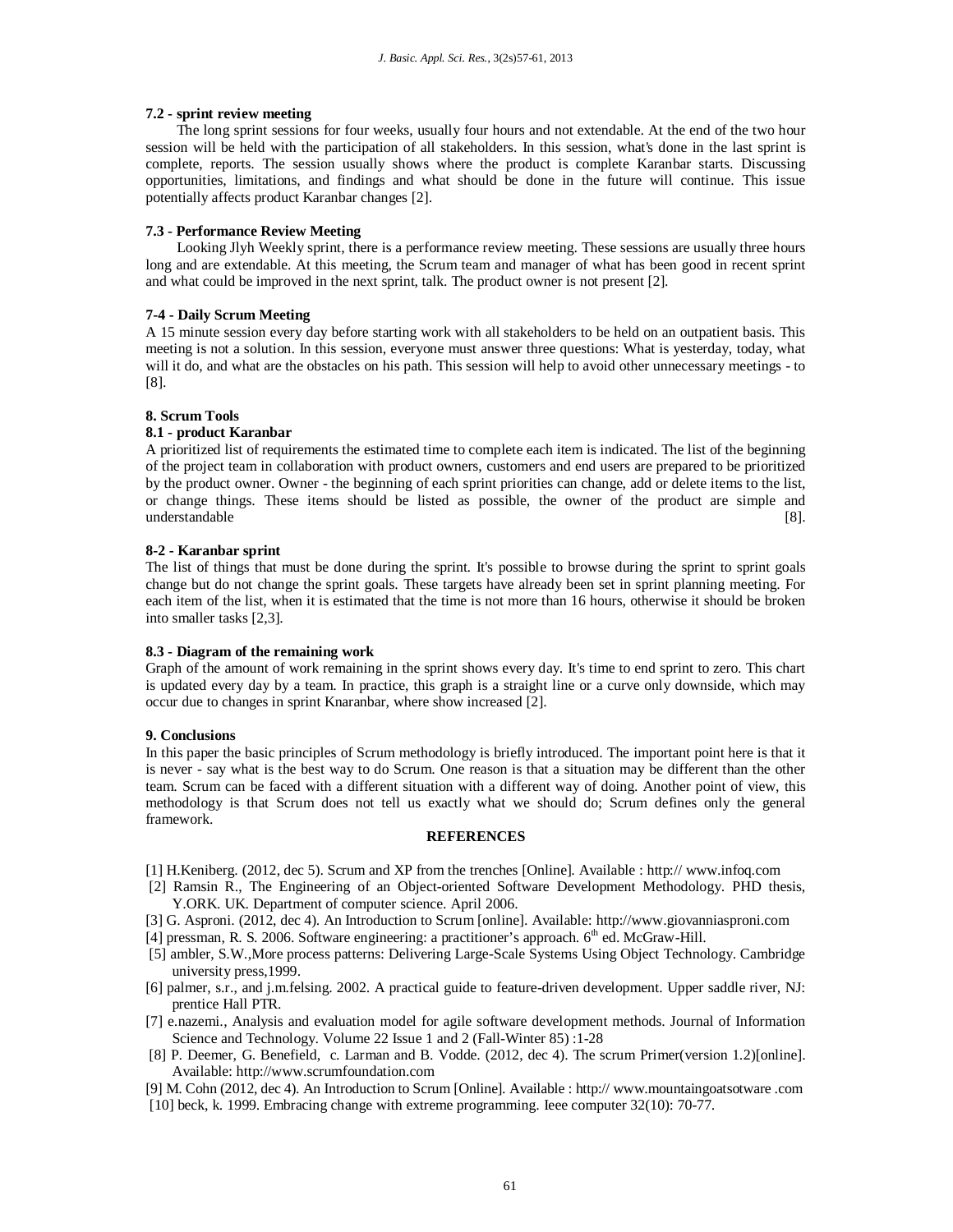### 7.2 - sprint review meeting

The long sprint sessions for four weeks, usually four hours and not extendable. At the end of the two hour session will be held with the participation of all stakeholders. In this session, what's done in the last sprint is complete, reports. The session usually shows where the product is complete Karanbar starts. Discussing opportunities, limitations, and findings and what should be done in the future will continue. This issue potentially affects product Karanbar changes [2].

### 7.3 - Performance Review Meeting

Looking Jlyh Weekly sprint, there is a performance review meeting. These sessions are usually three hours long and are extendable. At this meeting, the Scrum team and manager of what has been good in recent sprint and what could be improved in the next sprint, talk. The product owner is not present [2].

### 7-4 - Daily Scrum Meeting

A 15 minute session every day before starting work with all stakeholders to be held on an outpatient basis. This meeting is not a solution. In this session, everyone must answer three questions: What is yesterday, today, what will it do, and what are the obstacles on his path. This session will help to avoid other unnecessary meetings - to [8].

## 8. Scrum Tools

### 8.1 - product Karanbar

A prioritized list of requirements the estimated time to complete each item is indicated. The list of the beginning of the project team in collaboration with product owners, customers and end users are prepared to be prioritized by the product owner. Owner - the beginning of each sprint priorities can change, add or delete items to the list, or change things. These items should be listed as possible, the owner of the product are simple and understandable [8].

### 8-2 - Karanbar sprint

The list of things that must be done during the sprint. It's possible to browse during the sprint to sprint goals change but do not change the sprint goals. These targets have already been set in sprint planning meeting. For each item of the list, when it is estimated that the time is not more than 16 hours, otherwise it should be broken into smaller tasks [2,3].

### 8.3 - Diagram of the remaining work

Graph of the amount of work remaining in the sprint shows every day. It's time to end sprint to zero. This chart is updated every day by a team. In practice, this graph is a straight line or a curve only downside, which may occur due to changes in sprint Knaranbar, where show increased [2].

## 9. Conclusions

In this paper the basic principles of Scrum methodology is briefly introduced. The important point here is that it is never - say what is the best way to do Scrum. One reason is that a situation may be different than the other team. Scrum can be faced with a different situation with a different way of doing. Another point of view, this methodology is that Scrum does not tell us exactly what we should do; Scrum defines only the general framework.

## REFERENCES

[1] H.Keniberg. (2012, dec 5). Scrum and XP from the trenches [Online]. Available : http:// www.infoq.com

[2] Ramsin R., The Engineering of an Object-oriented Software Development Methodology. PHD thesis, Y.ORK. UK. Department of computer science. April 2006.

[3] G. Asproni. (2012, dec 4). An Introduction to Scrum [online]. Available: http://www.giovanniasproni.com

[4] pressman, R. S. 2006. Software engineering: a practitioner's approach. 6th ed. McGraw-Hill.

[5] ambler, S.W.,More process patterns: Delivering Large-Scale Systems Using Object Technology. Cambridge university press,1999.

[6] palmer, s.r., and j.m.felsing. 2002. A practical guide to feature-driven development. Upper saddle river, NJ: prentice Hall PTR.

[7] e.nazemi., Analysis and evaluation model for agile software development methods. Journal of Information Science and Technology. Volume 22 Issue 1 and 2 (Fall-Winter 85) :1-28

[8] P. Deemer, G. Benefield, c. Larman and B. Vodde. (2012, dec 4). The scrum Primer(version 1.2)[online]. Available: http://www.scrumfoundation.com

[9] M. Cohn (2012, dec 4). An Introduction to Scrum [Online]. Available : http:// www.mountaingoatsotware .com

[10] beck, k. 1999. Embracing change with extreme programming. Ieee computer 32(10): 70-77.